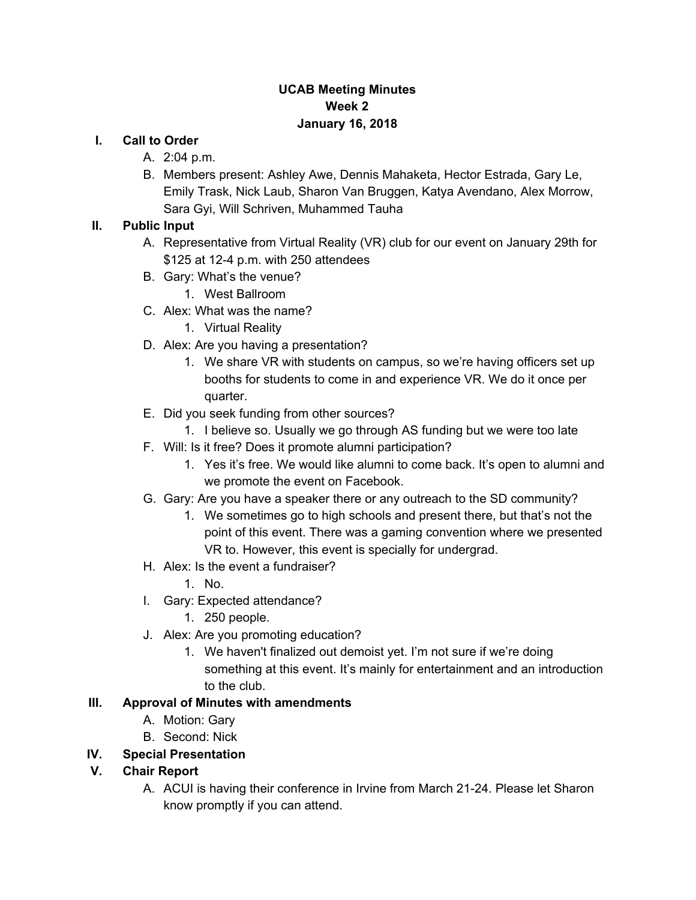# UCAB Meeting Minutes
## Week 2
## January 16, 2018

**I. Call to Order**

A. 2:04 p.m.

B. Members present: Ashley Awe, Dennis Mahaketa, Hector Estrada, Gary Le, Emily Trask, Nick Laub, Sharon Van Bruggen, Katya Avendano, Alex Morrow, Sara Gyi, Will Schriven, Muhammed Tauha

**II. Public Input**

A. Representative from Virtual Reality (VR) club for our event on January 29th for $125 at 12-4 p.m. with 250 attendees

B. Gary: What's the venue?

1. West Ballroom

C. Alex: What was the name?

1. Virtual Reality

D. Alex: Are you having a presentation?

1. We share VR with students on campus, so we're having officers set up booths for students to come in and experience VR. We do it once per quarter.

E. Did you seek funding from other sources?

1. I believe so. Usually we go through AS funding but we were too late

F. Will: Is it free? Does it promote alumni participation?

1. Yes it's free. We would like alumni to come back. It's open to alumni and we promote the event on Facebook.

G. Gary: Are you have a speaker there or any outreach to the SD community?

1. We sometimes go to high schools and present there, but that's not the point of this event. There was a gaming convention where we presented VR to. However, this event is specially for undergrad.

H. Alex: Is the event a fundraiser?

1. No.

I. Gary: Expected attendance?

1. 250 people.

J. Alex: Are you promoting education?

1. We haven't finalized out demoist yet. I'm not sure if we're doing something at this event. It's mainly for entertainment and an introduction to the club.

**III. Approval of Minutes with amendments**

A. Motion: Gary

B. Second: Nick

**IV. Special Presentation**

**V. Chair Report**

A. ACUI is having their conference in Irvine from March 21-24. Please let Sharon know promptly if you can attend.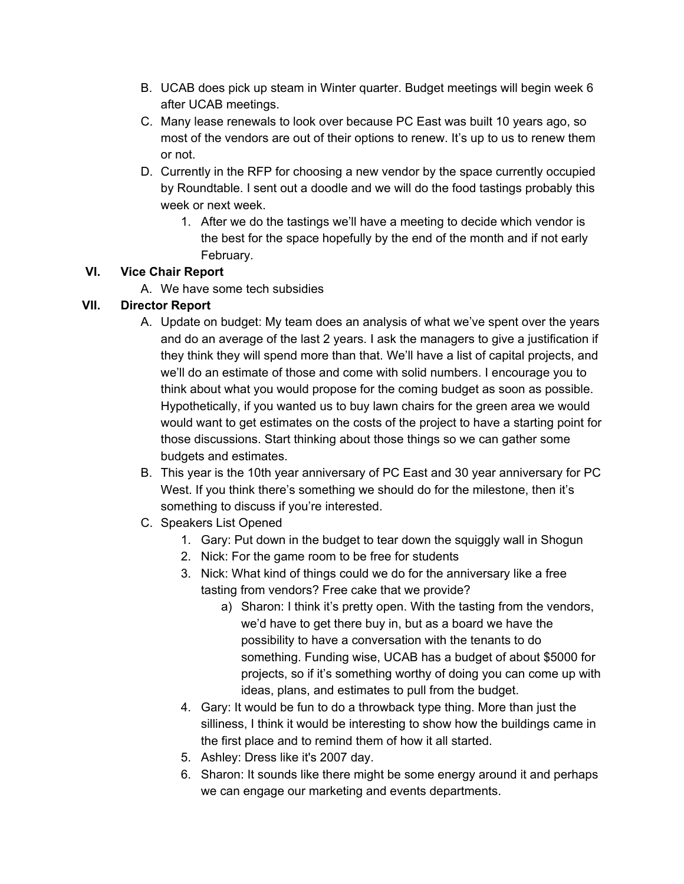B. UCAB does pick up steam in Winter quarter. Budget meetings will begin week 6 after UCAB meetings.

C. Many lease renewals to look over because PC East was built 10 years ago, so most of the vendors are out of their options to renew. It's up to us to renew them or not.

D. Currently in the RFP for choosing a new vendor by the space currently occupied by Roundtable. I sent out a doodle and we will do the food tastings probably this week or next week.

   1. After we do the tastings we'll have a meeting to decide which vendor is the best for the space hopefully by the end of the month and if not early February.

**VI. Vice Chair Report**

A. We have some tech subsidies

**VII. Director Report**

A. Update on budget: My team does an analysis of what we've spent over the years and do an average of the last 2 years. I ask the managers to give a justification if they think they will spend more than that. We'll have a list of capital projects, and we'll do an estimate of those and come with solid numbers. I encourage you to think about what you would propose for the coming budget as soon as possible. Hypothetically, if you wanted us to buy lawn chairs for the green area we would would want to get estimates on the costs of the project to have a starting point for those discussions. Start thinking about those things so we can gather some budgets and estimates.

B. This year is the 10th year anniversary of PC East and 30 year anniversary for PC West. If you think there's something we should do for the milestone, then it's something to discuss if you're interested.

C. Speakers List Opened

   1. Gary: Put down in the budget to tear down the squiggly wall in Shogun
   2. Nick: For the game room to be free for students
   3. Nick: What kind of things could we do for the anniversary like a free tasting from vendors? Free cake that we provide?
      a) Sharon: I think it's pretty open. With the tasting from the vendors, we'd have to get there buy in, but as a board we have the possibility to have a conversation with the tenants to do something. Funding wise, UCAB has a budget of about $5000 for projects, so if it's something worthy of doing you can come up with ideas, plans, and estimates to pull from the budget.
   4. Gary: It would be fun to do a throwback type thing. More than just the silliness, I think it would be interesting to show how the buildings came in the first place and to remind them of how it all started.
   5. Ashley: Dress like it's 2007 day.
   6. Sharon: It sounds like there might be some energy around it and perhaps we can engage our marketing and events departments.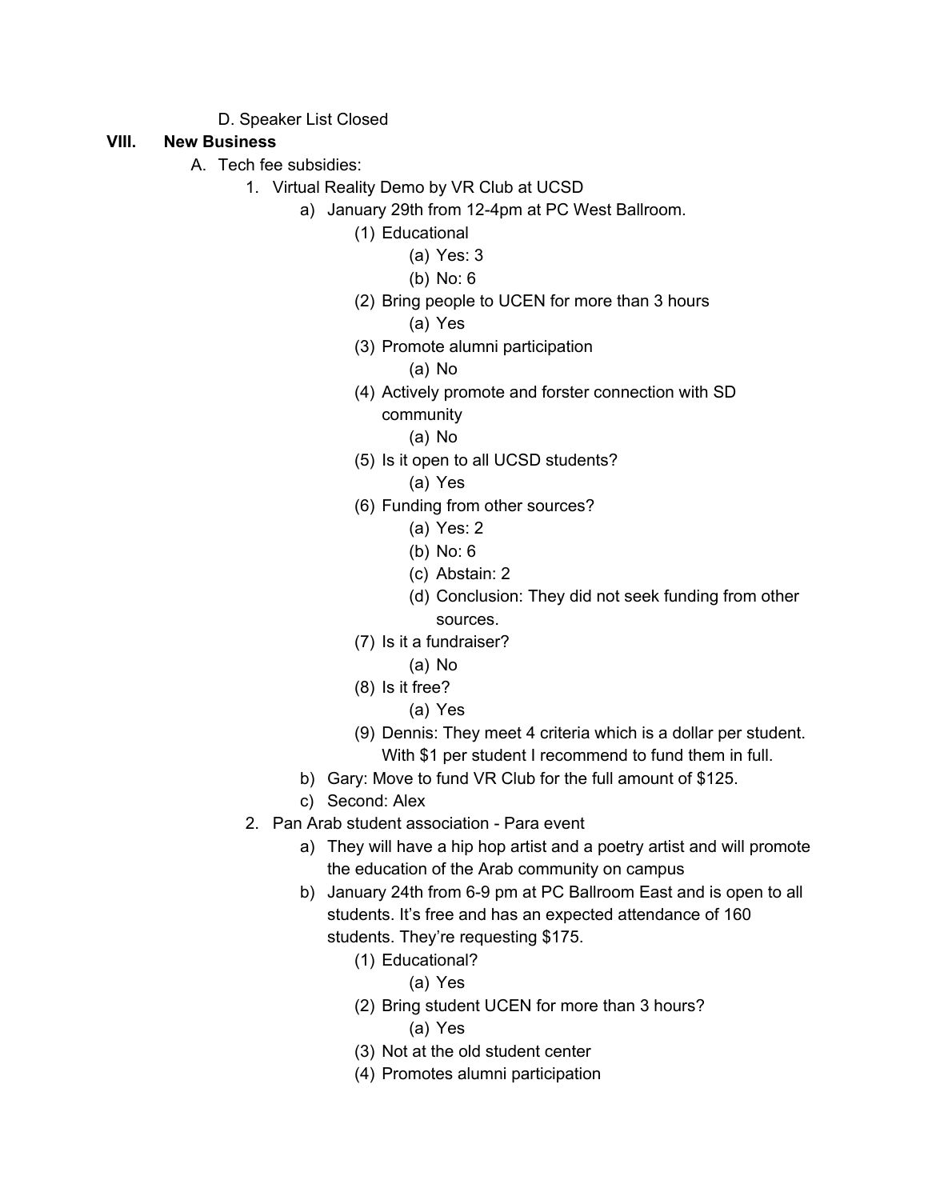D. Speaker List Closed

**VIII. New Business**

A. Tech fee subsidies:

1. Virtual Reality Demo by VR Club at UCSD
    a) January 29th from 12-4pm at PC West Ballroom.
        (1) Educational
            (a) Yes: 3
            (b) No: 6
        (2) Bring people to UCEN for more than 3 hours
            (a) Yes
        (3) Promote alumni participation
            (a) No
        (4) Actively promote and forster connection with SD community
            (a) No
        (5) Is it open to all UCSD students?
            (a) Yes
        (6) Funding from other sources?
            (a) Yes: 2
            (b) No: 6
            (c) Abstain: 2
            (d) Conclusion: They did not seek funding from other sources.
        (7) Is it a fundraiser?
            (a) No
        (8) Is it free?
            (a) Yes
        (9) Dennis: They meet 4 criteria which is a dollar per student. With $1 per student I recommend to fund them in full.
    b) Gary: Move to fund VR Club for the full amount of $125.
    c) Second: Alex
2. Pan Arab student association - Para event
    a) They will have a hip hop artist and a poetry artist and will promote the education of the Arab community on campus
    b) January 24th from 6-9 pm at PC Ballroom East and is open to all students. It's free and has an expected attendance of 160 students. They're requesting $175.
        (1) Educational?
            (a) Yes
        (2) Bring student UCEN for more than 3 hours?
            (a) Yes
        (3) Not at the old student center
        (4) Promotes alumni participation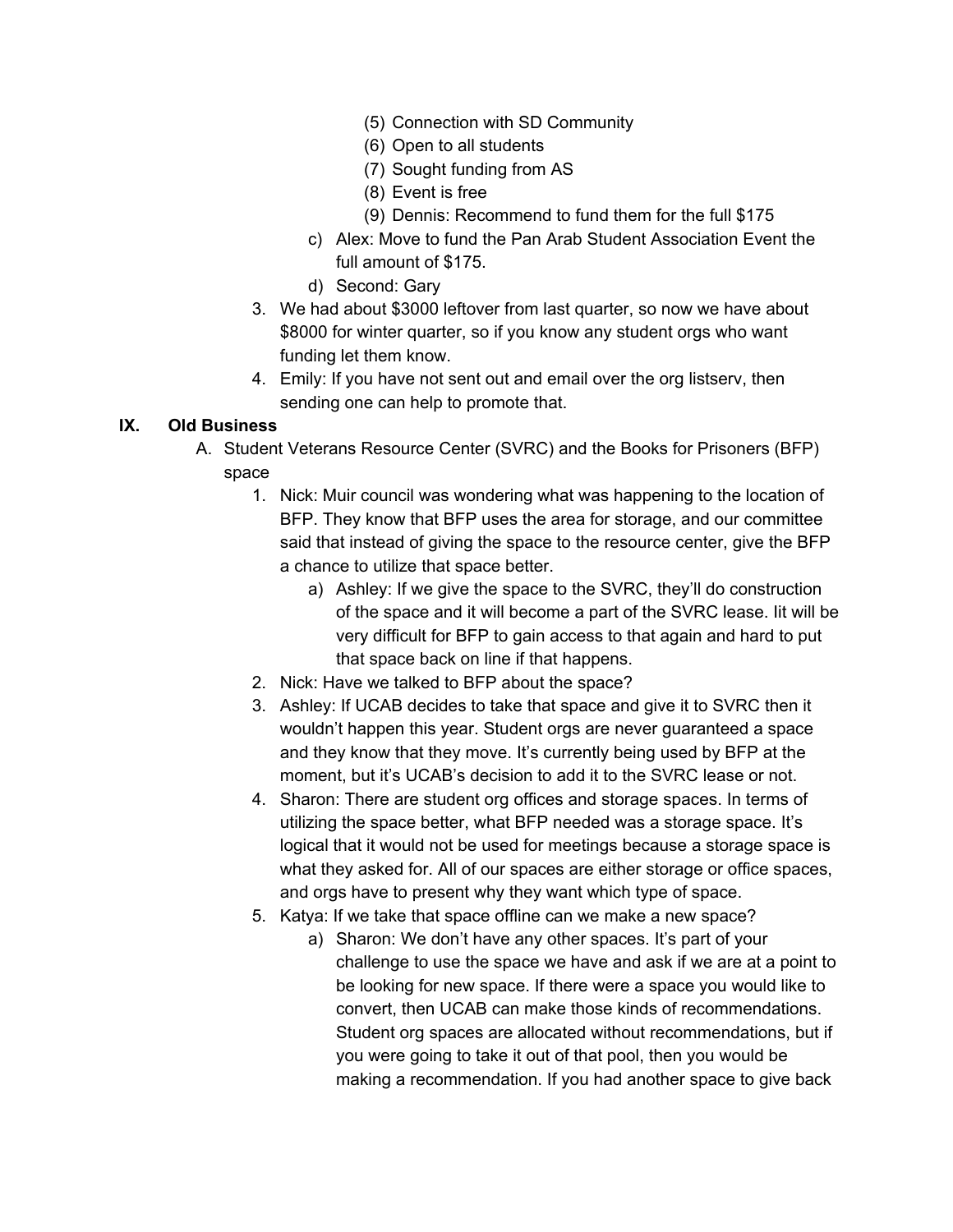(5) Connection with SD Community
            (6) Open to all students
            (7) Sought funding from AS
            (8) Event is free
            (9) Dennis: Recommend to fund them for the full $175
        c) Alex: Move to fund the Pan Arab Student Association Event the full amount of $175.
        d) Second: Gary
    3. We had about $3000 leftover from last quarter, so now we have about $8000 for winter quarter, so if you know any student orgs who want funding let them know.
    4. Emily: If you have not sent out and email over the org listserv, then sending one can help to promote that.

## IX. Old Business

A. Student Veterans Resource Center (SVRC) and the Books for Prisoners (BFP) space

1. Nick: Muir council was wondering what was happening to the location of BFP. They know that BFP uses the area for storage, and our committee said that instead of giving the space to the resource center, give the BFP a chance to utilize that space better.
    a) Ashley: If we give the space to the SVRC, they'll do construction of the space and it will become a part of the SVRC lease. Iit will be very difficult for BFP to gain access to that again and hard to put that space back on line if that happens.
2. Nick: Have we talked to BFP about the space?
3. Ashley: If UCAB decides to take that space and give it to SVRC then it wouldn't happen this year. Student orgs are never guaranteed a space and they know that they move. It's currently being used by BFP at the moment, but it's UCAB's decision to add it to the SVRC lease or not.
4. Sharon: There are student org offices and storage spaces. In terms of utilizing the space better, what BFP needed was a storage space. It's logical that it would not be used for meetings because a storage space is what they asked for. All of our spaces are either storage or office spaces, and orgs have to present why they want which type of space.
5. Katya: If we take that space offline can we make a new space?
    a) Sharon: We don't have any other spaces. It's part of your challenge to use the space we have and ask if we are at a point to be looking for new space. If there were a space you would like to convert, then UCAB can make those kinds of recommendations. Student org spaces are allocated without recommendations, but if you were going to take it out of that pool, then you would be making a recommendation. If you had another space to give back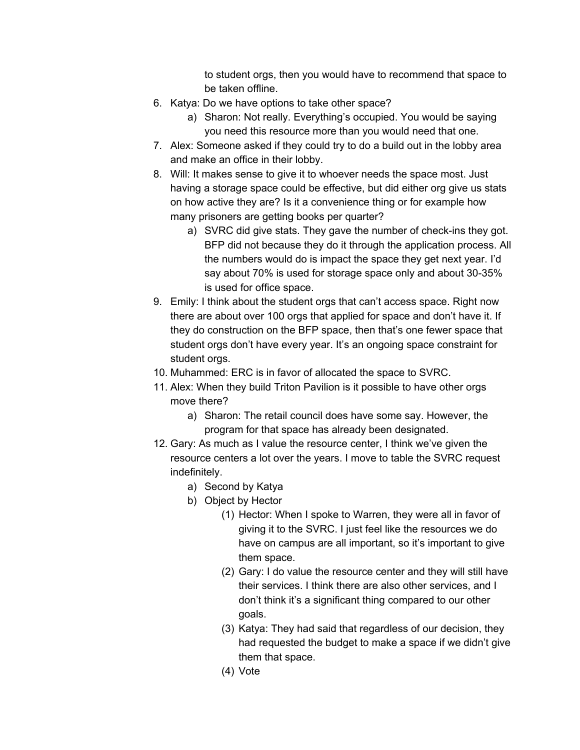to student orgs, then you would have to recommend that space to be taken offline.

6. Katya: Do we have options to take other space?
    a) Sharon: Not really. Everything's occupied. You would be saying you need this resource more than you would need that one.
7. Alex: Someone asked if they could try to do a build out in the lobby area and make an office in their lobby.
8. Will: It makes sense to give it to whoever needs the space most. Just having a storage space could be effective, but did either org give us stats on how active they are? Is it a convenience thing or for example how many prisoners are getting books per quarter?
    a) SVRC did give stats. They gave the number of check-ins they got. BFP did not because they do it through the application process. All the numbers would do is impact the space they get next year. I'd say about 70% is used for storage space only and about 30-35% is used for office space.
9. Emily: I think about the student orgs that can't access space. Right now there are about over 100 orgs that applied for space and don't have it. If they do construction on the BFP space, then that's one fewer space that student orgs don't have every year. It's an ongoing space constraint for student orgs.
10. Muhammed: ERC is in favor of allocated the space to SVRC.
11. Alex: When they build Triton Pavilion is it possible to have other orgs move there?
    a) Sharon: The retail council does have some say. However, the program for that space has already been designated.
12. Gary: As much as I value the resource center, I think we've given the resource centers a lot over the years. I move to table the SVRC request indefinitely.
    a) Second by Katya
    b) Object by Hector
        (1) Hector: When I spoke to Warren, they were all in favor of giving it to the SVRC. I just feel like the resources we do have on campus are all important, so it's important to give them space.
        (2) Gary: I do value the resource center and they will still have their services. I think there are also other services, and I don't think it's a significant thing compared to our other goals.
        (3) Katya: They had said that regardless of our decision, they had requested the budget to make a space if we didn't give them that space.
        (4) Vote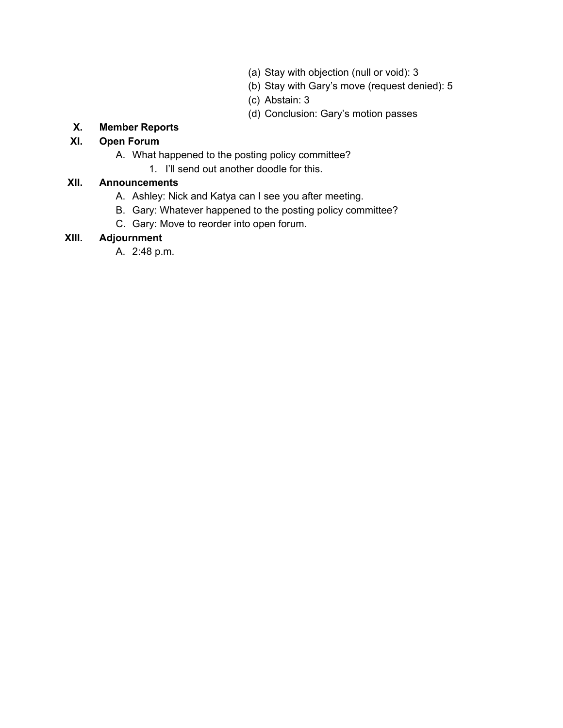(a) Stay with objection (null or void): 3
   (b) Stay with Gary's move (request denied): 5
   (c) Abstain: 3
   (d) Conclusion: Gary's motion passes

**X. Member Reports**

**XI. Open Forum**

- A. What happened to the posting policy committee?
  1. I'll send out another doodle for this.

**XII. Announcements**

- A. Ashley: Nick and Katya can I see you after meeting.
- B. Gary: Whatever happened to the posting policy committee?
- C. Gary: Move to reorder into open forum.

**XIII. Adjournment**

- A. 2:48 p.m.